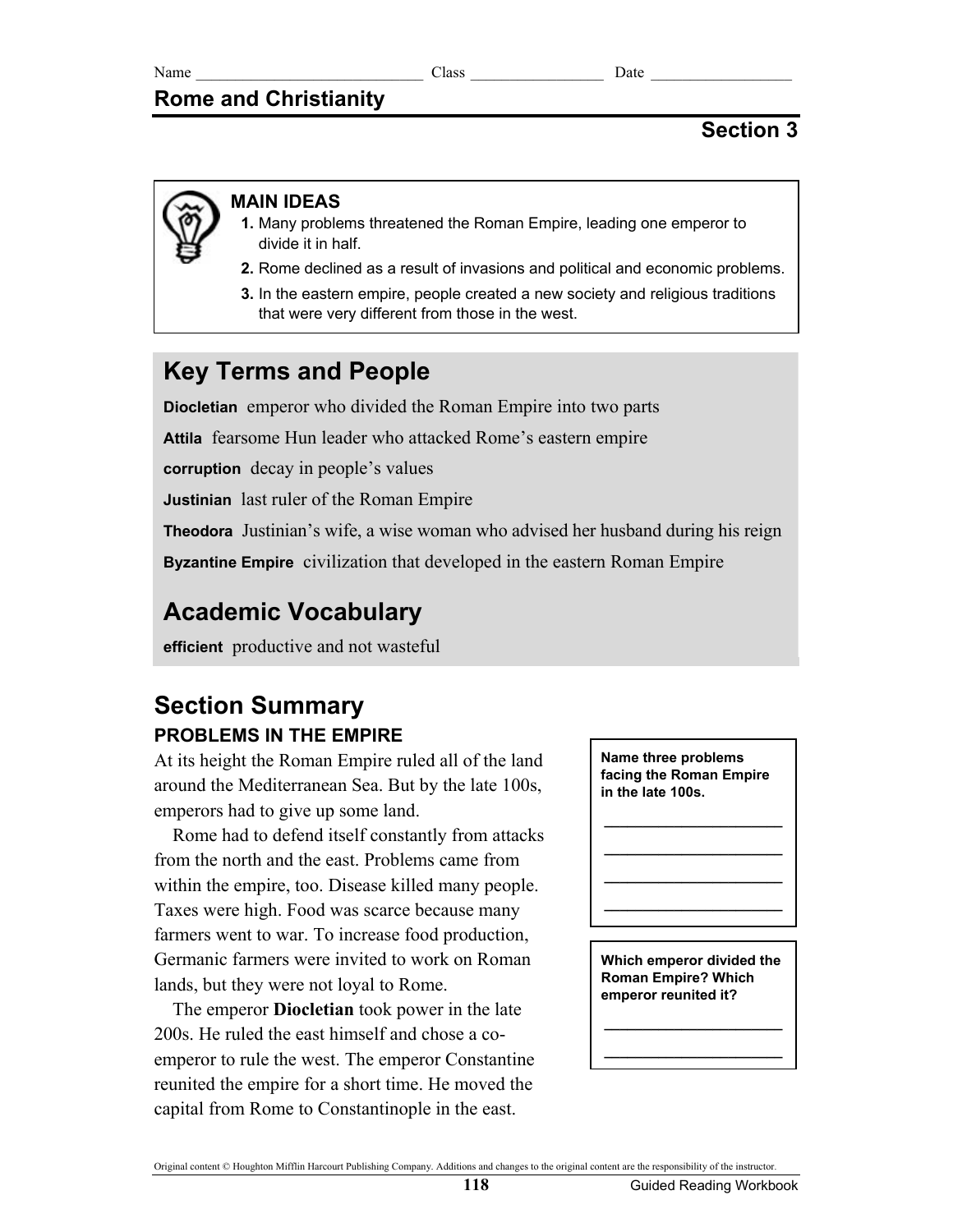Name ____________________________ Class ________________ Date _________________

# Rome and Christianity

## Section 3

**MAIN IDEAS**

1. Many problems threatened the Roman Empire, leading one emperor to divide it in half.
2. Rome declined as a result of invasions and political and economic problems.
3. In the eastern empire, people created a new society and religious traditions that were very different from those in the west.

## Key Terms and People

**Diocletian** emperor who divided the Roman Empire into two parts

**Attila** fearsome Hun leader who attacked Rome's eastern empire

**corruption** decay in people's values

**Justinian** last ruler of the Roman Empire

**Theodora** Justinian's wife, a wise woman who advised her husband during his reign

**Byzantine Empire** civilization that developed in the eastern Roman Empire

## Academic Vocabulary

**efficient** productive and not wasteful

## Section Summary

### PROBLEMS IN THE EMPIRE

At its height the Roman Empire ruled all of the land around the Mediterranean Sea. But by the late 100s, emperors had to give up some land.

Rome had to defend itself constantly from attacks from the north and the east. Problems came from within the empire, too. Disease killed many people. Taxes were high. Food was scarce because many farmers went to war. To increase food production, Germanic farmers were invited to work on Roman lands, but they were not loyal to Rome.

The emperor **Diocletian** took power in the late 200s. He ruled the east himself and chose a co-emperor to rule the west. The emperor Constantine reunited the empire for a short time. He moved the capital from Rome to Constantinople in the east.

**Name three problems facing the Roman Empire in the late 100s.**

____________________
____________________
____________________
____________________

**Which emperor divided the Roman Empire? Which emperor reunited it?**

____________________
____________________

Original content © Houghton Mifflin Harcourt Publishing Company. Additions and changes to the original content are the responsibility of the instructor.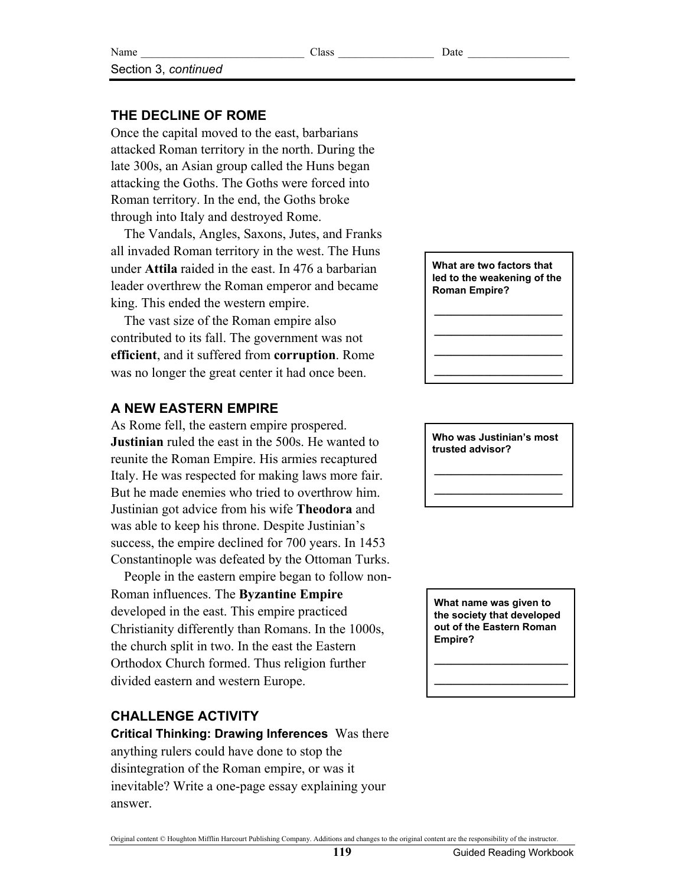Name ______________________________ Class _________________ Date __________________

Section 3, *continued*

## THE DECLINE OF ROME

Once the capital moved to the east, barbarians attacked Roman territory in the north. During the late 300s, an Asian group called the Huns began attacking the Goths. The Goths were forced into Roman territory. In the end, the Goths broke through into Italy and destroyed Rome.

The Vandals, Angles, Saxons, Jutes, and Franks all invaded Roman territory in the west. The Huns under **Attila** raided in the east. In 476 a barbarian leader overthrew the Roman emperor and became king. This ended the western empire.

The vast size of the Roman empire also contributed to its fall. The government was not **efficient**, and it suffered from **corruption**. Rome was no longer the great center it had once been.

**What are two factors that led to the weakening of the Roman Empire?**

______________________

______________________

______________________

______________________

## A NEW EASTERN EMPIRE

As Rome fell, the eastern empire prospered. **Justinian** ruled the east in the 500s. He wanted to reunite the Roman Empire. His armies recaptured Italy. He was respected for making laws more fair. But he made enemies who tried to overthrow him. Justinian got advice from his wife **Theodora** and was able to keep his throne. Despite Justinian's success, the empire declined for 700 years. In 1453 Constantinople was defeated by the Ottoman Turks.

**Who was Justinian's most trusted advisor?**

______________________

______________________

People in the eastern empire began to follow non-Roman influences. The **Byzantine Empire** developed in the east. This empire practiced Christianity differently than Romans. In the 1000s, the church split in two. In the east the Eastern Orthodox Church formed. Thus religion further divided eastern and western Europe.

**What name was given to the society that developed out of the Eastern Roman Empire?**

______________________

______________________

## CHALLENGE ACTIVITY

**Critical Thinking: Drawing Inferences** Was there anything rulers could have done to stop the disintegration of the Roman empire, or was it inevitable? Write a one-page essay explaining your answer.

Original content © Houghton Mifflin Harcourt Publishing Company. Additions and changes to the original content are the responsibility of the instructor.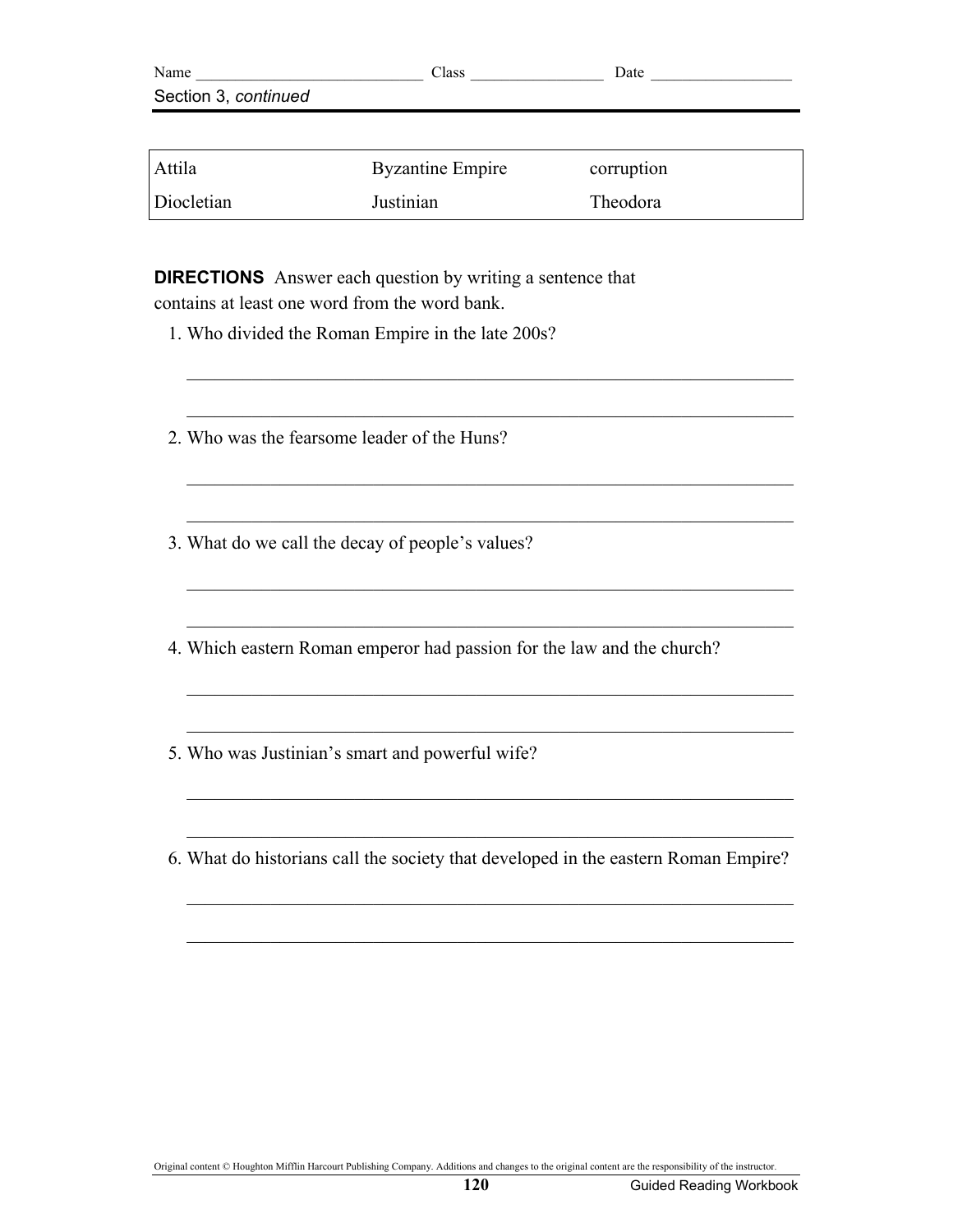Section 3, *continued*

| Attila | Byzantine Empire | corruption |
|---|---|---|
| Diocletian | Justinian | Theodora |

**DIRECTIONS** Answer each question by writing a sentence that contains at least one word from the word bank.

1. Who divided the Roman Empire in the late 200s?

_______________________________________________________________

_______________________________________________________________

2. Who was the fearsome leader of the Huns?

_______________________________________________________________

_______________________________________________________________

3. What do we call the decay of people's values?

_______________________________________________________________

_______________________________________________________________

4. Which eastern Roman emperor had passion for the law and the church?

_______________________________________________________________

_______________________________________________________________

5. Who was Justinian's smart and powerful wife?

_______________________________________________________________

_______________________________________________________________

6. What do historians call the society that developed in the eastern Roman Empire?

_______________________________________________________________

_______________________________________________________________

Original content © Houghton Mifflin Harcourt Publishing Company. Additions and changes to the original content are the responsibility of the instructor.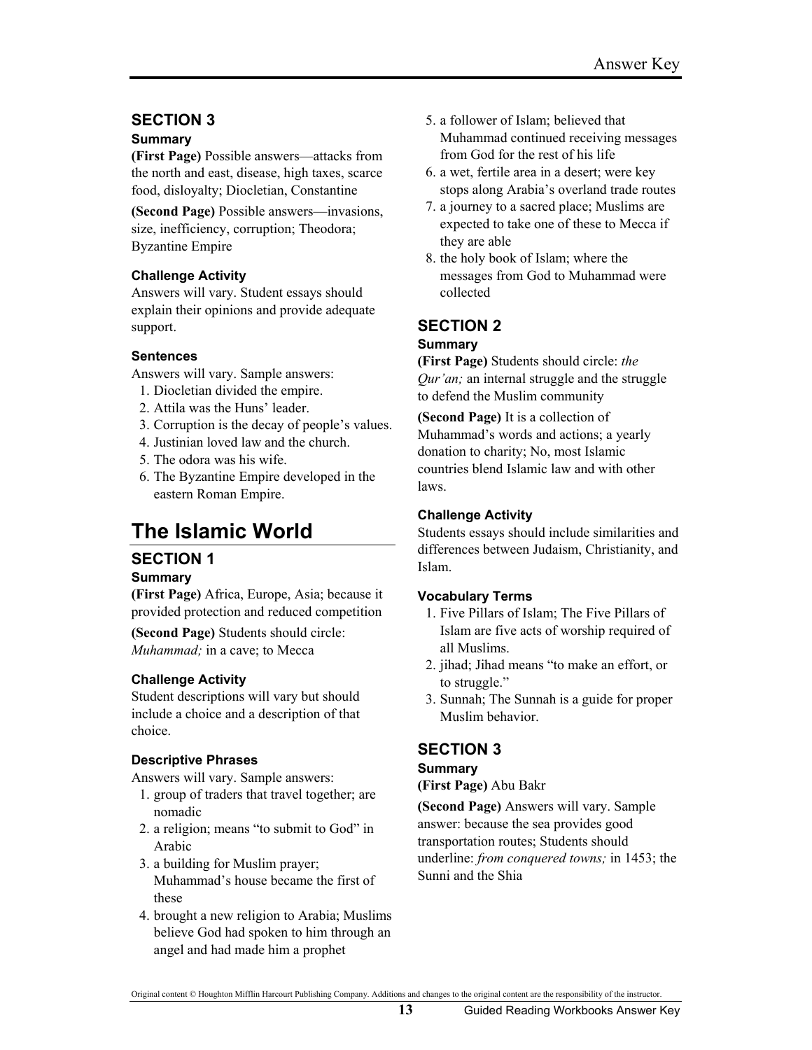## SECTION 3

### Summary

**(First Page)** Possible answers—attacks from the north and east, disease, high taxes, scarce food, disloyalty; Diocletian, Constantine

**(Second Page)** Possible answers—invasions, size, inefficiency, corruption; Theodora; Byzantine Empire

### Challenge Activity

Answers will vary. Student essays should explain their opinions and provide adequate support.

### Sentences

Answers will vary. Sample answers:

1. Diocletian divided the empire.
2. Attila was the Huns' leader.
3. Corruption is the decay of people's values.
4. Justinian loved law and the church.
5. The odora was his wife.
6. The Byzantine Empire developed in the eastern Roman Empire.

# The Islamic World

## SECTION 1

### Summary

**(First Page)** Africa, Europe, Asia; because it provided protection and reduced competition

**(Second Page)** Students should circle: *Muhammad;* in a cave; to Mecca

### Challenge Activity

Student descriptions will vary but should include a choice and a description of that choice.

### Descriptive Phrases

Answers will vary. Sample answers:

1. group of traders that travel together; are nomadic
2. a religion; means "to submit to God" in Arabic
3. a building for Muslim prayer; Muhammad's house became the first of these
4. brought a new religion to Arabia; Muslims believe God had spoken to him through an angel and had made him a prophet
5. a follower of Islam; believed that Muhammad continued receiving messages from God for the rest of his life
6. a wet, fertile area in a desert; were key stops along Arabia's overland trade routes
7. a journey to a sacred place; Muslims are expected to take one of these to Mecca if they are able
8. the holy book of Islam; where the messages from God to Muhammad were collected

## SECTION 2

### Summary

**(First Page)** Students should circle: *the Qur'an;* an internal struggle and the struggle to defend the Muslim community

**(Second Page)** It is a collection of Muhammad's words and actions; a yearly donation to charity; No, most Islamic countries blend Islamic law and with other laws.

### Challenge Activity

Students essays should include similarities and differences between Judaism, Christianity, and Islam.

### Vocabulary Terms

1. Five Pillars of Islam; The Five Pillars of Islam are five acts of worship required of all Muslims.
2. jihad; Jihad means "to make an effort, or to struggle."
3. Sunnah; The Sunnah is a guide for proper Muslim behavior.

## SECTION 3

### Summary

**(First Page)** Abu Bakr

**(Second Page)** Answers will vary. Sample answer: because the sea provides good transportation routes; Students should underline: *from conquered towns;* in 1453; the Sunni and the Shia

Original content © Houghton Mifflin Harcourt Publishing Company. Additions and changes to the original content are the responsibility of the instructor.